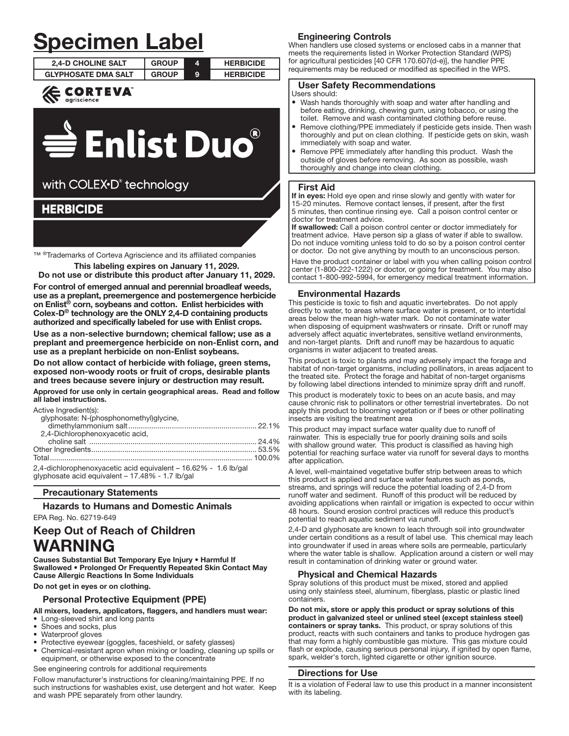# Specimen Label

| 2,4-D CHOLINE SALT | GROUP | 4 | HERBICIDE |
|---|---|---|---|
| GLYPHOSATE DMA SALT | GROUP | 9 | HERBICIDE |

CORTEVA agriscience

# Enlist Duo®

with COLEX•D® technology

## HERBICIDE

™ ®Trademarks of Corteva Agriscience and its affiliated companies

**This labeling expires on January 11, 2029.**
**Do not use or distribute this product after January 11, 2029.**

**For control of emerged annual and perennial broadleaf weeds, use as a preplant, preemergence and postemergence herbicide on Enlist® corn, soybeans and cotton. Enlist herbicides with Colex-D® technology are the ONLY 2,4-D containing products authorized and specifically labeled for use with Enlist crops.**

**Use as a non-selective burndown; chemical fallow; use as a preplant and preemergence herbicide on non-Enlist corn, and use as a preplant herbicide on non-Enlist soybeans.**

**Do not allow contact of herbicide with foliage, green stems, exposed non-woody roots or fruit of crops, desirable plants and trees because severe injury or destruction may result.**

**Approved for use only in certain geographical areas. Read and follow all label instructions.**

Active Ingredient(s):
glyphosate: N-(phosphonomethyl)glycine, dimethylammonium salt ............ 22.1%
2,4-Dichlorophenoxyacetic acid, choline salt ............ 24.4%
Other Ingredients............ 53.5%
Total............ 100.0%

2,4-dichlorophenoxyacetic acid equivalent – 16.62% - 1.6 lb/gal
glyphosate acid equivalent – 17.48% - 1.7 lb/gal

## Precautionary Statements

### Hazards to Humans and Domestic Animals

EPA Reg. No. 62719-649

## Keep Out of Reach of Children
# WARNING

**Causes Substantial But Temporary Eye Injury • Harmful If Swallowed • Prolonged Or Frequently Repeated Skin Contact May Cause Allergic Reactions In Some Individuals**

**Do not get in eyes or on clothing.**

### Personal Protective Equipment (PPE)

**All mixers, loaders, applicators, flaggers, and handlers must wear:**
- Long-sleeved shirt and long pants
- Shoes and socks, plus
- Waterproof gloves
- Protective eyewear (goggles, faceshield, or safety glasses)
- Chemical-resistant apron when mixing or loading, cleaning up spills or equipment, or otherwise exposed to the concentrate

See engineering controls for additional requirements

Follow manufacturer's instructions for cleaning/maintaining PPE. If no such instructions for washables exist, use detergent and hot water. Keep and wash PPE separately from other laundry.

### Engineering Controls

When handlers use closed systems or enclosed cabs in a manner that meets the requirements listed in Worker Protection Standard (WPS) for agricultural pesticides [40 CFR 170.607(d-e)], the handler PPE requirements may be reduced or modified as specified in the WPS.

### User Safety Recommendations

Users should:
- Wash hands thoroughly with soap and water after handling and before eating, drinking, chewing gum, using tobacco, or using the toilet. Remove and wash contaminated clothing before reuse.
- Remove clothing/PPE immediately if pesticide gets inside. Then wash thoroughly and put on clean clothing. If pesticide gets on skin, wash immediately with soap and water.
- Remove PPE immediately after handling this product. Wash the outside of gloves before removing. As soon as possible, wash thoroughly and change into clean clothing.

### First Aid

**If in eyes:** Hold eye open and rinse slowly and gently with water for 15-20 minutes. Remove contact lenses, if present, after the first 5 minutes, then continue rinsing eye. Call a poison control center or doctor for treatment advice.

**If swallowed:** Call a poison control center or doctor immediately for treatment advice. Have person sip a glass of water if able to swallow. Do not induce vomiting unless told to do so by a poison control center or doctor. Do not give anything by mouth to an unconscious person.

Have the product container or label with you when calling poison control center (1-800-222-1222) or doctor, or going for treatment. You may also contact 1-800-992-5994, for emergency medical treatment information.

### Environmental Hazards

This pesticide is toxic to fish and aquatic invertebrates. Do not apply directly to water, to areas where surface water is present, or to intertidal areas below the mean high-water mark. Do not contaminate water when disposing of equipment washwaters or rinsate. Drift or runoff may adversely affect aquatic invertebrates, sensitive wetland environments, and non-target plants. Drift and runoff may be hazardous to aquatic organisms in water adjacent to treated areas.

This product is toxic to plants and may adversely impact the forage and habitat of non-target organisms, including pollinators, in areas adjacent to the treated site. Protect the forage and habitat of non-target organisms by following label directions intended to minimize spray drift and runoff.

This product is moderately toxic to bees on an acute basis, and may cause chronic risk to pollinators or other terrestrial invertebrates. Do not apply this product to blooming vegetation or if bees or other pollinating insects are visiting the treatment area

This product may impact surface water quality due to runoff of rainwater. This is especially true for poorly draining soils and soils with shallow ground water. This product is classified as having high potential for reaching surface water via runoff for several days to months after application.

A level, well-maintained vegetative buffer strip between areas to which this product is applied and surface water features such as ponds, streams, and springs will reduce the potential loading of 2,4-D from runoff water and sediment. Runoff of this product will be reduced by avoiding applications when rainfall or irrigation is expected to occur within 48 hours. Sound erosion control practices will reduce this product's potential to reach aquatic sediment via runoff.

2,4-D and glyphosate are known to leach through soil into groundwater under certain conditions as a result of label use. This chemical may leach into groundwater if used in areas where soils are permeable, particularly where the water table is shallow. Application around a cistern or well may result in contamination of drinking water or ground water.

### Physical and Chemical Hazards

Spray solutions of this product must be mixed, stored and applied using only stainless steel, aluminum, fiberglass, plastic or plastic lined containers.

**Do not mix, store or apply this product or spray solutions of this product in galvanized steel or unlined steel (except stainless steel) containers or spray tanks.** This product, or spray solutions of this product, reacts with such containers and tanks to produce hydrogen gas that may form a highly combustible gas mixture. This gas mixture could flash or explode, causing serious personal injury, if ignited by open flame, spark, welder's torch, lighted cigarette or other ignition source.

## Directions for Use

It is a violation of Federal law to use this product in a manner inconsistent with its labeling.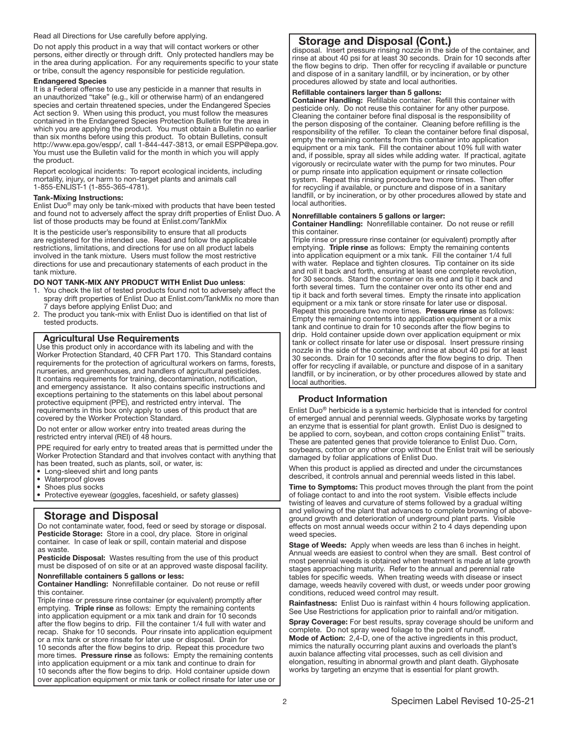Read all Directions for Use carefully before applying.

Do not apply this product in a way that will contact workers or other persons, either directly or through drift. Only protected handlers may be in the area during application. For any requirements specific to your state or tribe, consult the agency responsible for pesticide regulation.

**Endangered Species**

It is a Federal offense to use any pesticide in a manner that results in an unauthorized "take" (e.g., kill or otherwise harm) of an endangered species and certain threatened species, under the Endangered Species Act section 9. When using this product, you must follow the measures contained in the Endangered Species Protection Bulletin for the area in which you are applying the product. You must obtain a Bulletin no earlier than six months before using this product. To obtain Bulletins, consult http://www.epa.gov/espp/, call 1-844-447-3813, or email ESPP@epa.gov. You must use the Bulletin valid for the month in which you will apply the product.

Report ecological incidents: To report ecological incidents, including mortality, injury, or harm to non-target plants and animals call 1-855-ENLIST-1 (1-855-365-4781).

**Tank-Mixing Instructions:**

Enlist Duo® may only be tank-mixed with products that have been tested and found not to adversely affect the spray drift properties of Enlist Duo. A list of those products may be found at Enlist.com/TankMix

It is the pesticide user's responsibility to ensure that all products are registered for the intended use. Read and follow the applicable restrictions, limitations, and directions for use on all product labels involved in the tank mixture. Users must follow the most restrictive directions for use and precautionary statements of each product in the tank mixture.

**DO NOT TANK-MIX ANY PRODUCT WITH Enlist Duo unless**:

1. You check the list of tested products found not to adversely affect the spray drift properties of Enlist Duo at Enlist.com/TankMix no more than 7 days before applying Enlist Duo; and
2. The product you tank-mix with Enlist Duo is identified on that list of tested products.

## Agricultural Use Requirements

Use this product only in accordance with its labeling and with the Worker Protection Standard, 40 CFR Part 170. This Standard contains requirements for the protection of agricultural workers on farms, forests, nurseries, and greenhouses, and handlers of agricultural pesticides. It contains requirements for training, decontamination, notification, and emergency assistance. It also contains specific instructions and exceptions pertaining to the statements on this label about personal protective equipment (PPE), and restricted entry interval. The requirements in this box only apply to uses of this product that are covered by the Worker Protection Standard.

Do not enter or allow worker entry into treated areas during the restricted entry interval (REI) of 48 hours.

PPE required for early entry to treated areas that is permitted under the Worker Protection Standard and that involves contact with anything that has been treated, such as plants, soil, or water, is:

- Long-sleeved shirt and long pants
- Waterproof gloves
- Shoes plus socks
- Protective eyewear (goggles, faceshield, or safety glasses)

## Storage and Disposal

Do not contaminate water, food, feed or seed by storage or disposal.

**Pesticide Storage:** Store in a cool, dry place. Store in original container. In case of leak or spill, contain material and dispose as waste.

**Pesticide Disposal:** Wastes resulting from the use of this product must be disposed of on site or at an approved waste disposal facility.

**Nonrefillable containers 5 gallons or less:**

**Container Handling:** Nonrefillable container. Do not reuse or refill this container.

Triple rinse or pressure rinse container (or equivalent) promptly after emptying. **Triple rinse** as follows: Empty the remaining contents into application equipment or a mix tank and drain for 10 seconds after the flow begins to drip. Fill the container 1/4 full with water and recap. Shake for 10 seconds. Pour rinsate into application equipment or a mix tank or store rinsate for later use or disposal. Drain for 10 seconds after the flow begins to drip. Repeat this procedure two more times. **Pressure rinse** as follows: Empty the remaining contents into application equipment or a mix tank and continue to drain for 10 seconds after the flow begins to drip. Hold container upside down over application equipment or mix tank or collect rinsate for later use or disposal. Insert pressure rinsing nozzle in the side of the container, and rinse at about 40 psi for at least 30 seconds. Drain for 10 seconds after the flow begins to drip. Then offer for recycling if available or puncture and dispose of in a sanitary landfill, or by incineration, or by other procedures allowed by state and local authorities.

**Refillable containers larger than 5 gallons:**

**Container Handling:** Refillable container. Refill this container with pesticide only. Do not reuse this container for any other purpose. Cleaning the container before final disposal is the responsibility of the person disposing of the container. Cleaning before refilling is the responsibility of the refiller. To clean the container before final disposal, empty the remaining contents from this container into application equipment or a mix tank. Fill the container about 10% full with water and, if possible, spray all sides while adding water. If practical, agitate vigorously or recirculate water with the pump for two minutes. Pour or pump rinsate into application equipment or rinsate collection system. Repeat this rinsing procedure two more times. Then offer for recycling if available, or puncture and dispose of in a sanitary landfill, or by incineration, or by other procedures allowed by state and local authorities.

**Nonrefillable containers 5 gallons or larger:**

**Container Handling:** Nonrefillable container. Do not reuse or refill this container.

Triple rinse or pressure rinse container (or equivalent) promptly after emptying. **Triple rinse** as follows: Empty the remaining contents into application equipment or a mix tank. Fill the container 1/4 full with water. Replace and tighten closures. Tip container on its side and roll it back and forth, ensuring at least one complete revolution, for 30 seconds. Stand the container on its end and tip it back and forth several times. Turn the container over onto its other end and tip it back and forth several times. Empty the rinsate into application equipment or a mix tank or store rinsate for later use or disposal. Repeat this procedure two more times. **Pressure rinse** as follows: Empty the remaining contents into application equipment or a mix tank and continue to drain for 10 seconds after the flow begins to drip. Hold container upside down over application equipment or mix tank or collect rinsate for later use or disposal. Insert pressure rinsing nozzle in the side of the container, and rinse at about 40 psi for at least 30 seconds. Drain for 10 seconds after the flow begins to drip. Then offer for recycling if available, or puncture and dispose of in a sanitary landfill, or by incineration, or by other procedures allowed by state and local authorities.

## Product Information

Enlist Duo® herbicide is a systemic herbicide that is intended for control of emerged annual and perennial weeds. Glyphosate works by targeting an enzyme that is essential for plant growth. Enlist Duo is designed to be applied to corn, soybean, and cotton crops containing Enlist™ traits. These are patented genes that provide tolerance to Enlist Duo. Corn, soybeans, cotton or any other crop without the Enlist trait will be seriously damaged by foliar applications of Enlist Duo.

When this product is applied as directed and under the circumstances described, it controls annual and perennial weeds listed in this label.

**Time to Symptoms:** This product moves through the plant from the point of foliage contact to and into the root system. Visible effects include twisting of leaves and curvature of stems followed by a gradual wilting and yellowing of the plant that advances to complete browning of above-ground growth and deterioration of underground plant parts. Visible effects on most annual weeds occur within 2 to 4 days depending upon weed species.

**Stage of Weeds:** Apply when weeds are less than 6 inches in height. Annual weeds are easiest to control when they are small. Best control of most perennial weeds is obtained when treatment is made at late growth stages approaching maturity. Refer to the annual and perennial rate tables for specific weeds. When treating weeds with disease or insect damage, weeds heavily covered with dust, or weeds under poor growing conditions, reduced weed control may result.

**Rainfastness:** Enlist Duo is rainfast within 4 hours following application. See Use Restrictions for application prior to rainfall and/or mitigation.

**Spray Coverage:** For best results, spray coverage should be uniform and complete. Do not spray weed foliage to the point of runoff.

**Mode of Action:** 2,4-D, one of the active ingredients in this product, mimics the naturally occurring plant auxins and overloads the plant's auxin balance affecting vital processes, such as cell division and elongation, resulting in abnormal growth and plant death. Glyphosate works by targeting an enzyme that is essential for plant growth.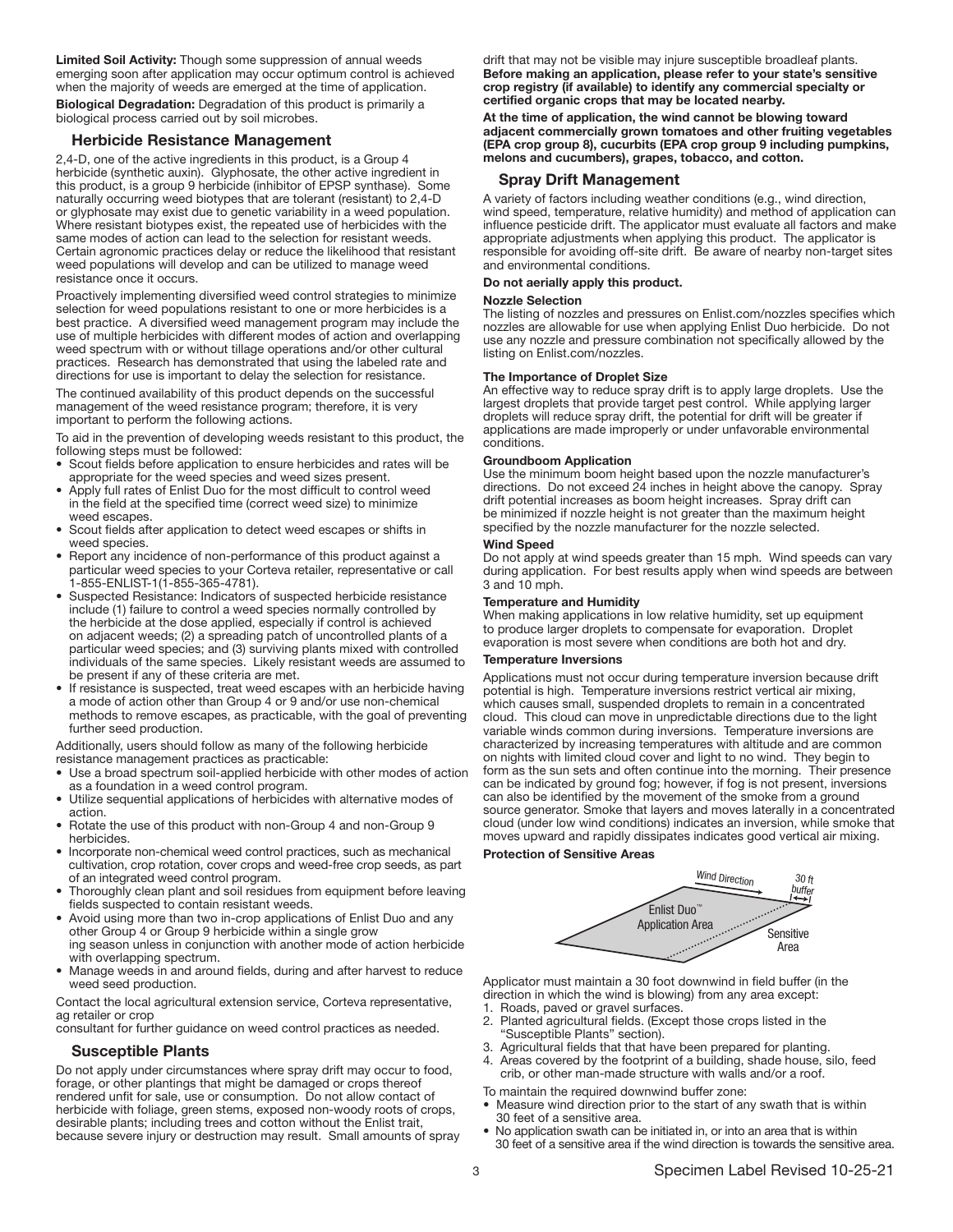**Limited Soil Activity:** Though some suppression of annual weeds emerging soon after application may occur optimum control is achieved when the majority of weeds are emerged at the time of application.

**Biological Degradation:** Degradation of this product is primarily a biological process carried out by soil microbes.

## Herbicide Resistance Management

2,4-D, one of the active ingredients in this product, is a Group 4 herbicide (synthetic auxin). Glyphosate, the other active ingredient in this product, is a group 9 herbicide (inhibitor of EPSP synthase). Some naturally occurring weed biotypes that are tolerant (resistant) to 2,4-D or glyphosate may exist due to genetic variability in a weed population. Where resistant biotypes exist, the repeated use of herbicides with the same modes of action can lead to the selection for resistant weeds. Certain agronomic practices delay or reduce the likelihood that resistant weed populations will develop and can be utilized to manage weed resistance once it occurs.

Proactively implementing diversified weed control strategies to minimize selection for weed populations resistant to one or more herbicides is a best practice. A diversified weed management program may include the use of multiple herbicides with different modes of action and overlapping weed spectrum with or without tillage operations and/or other cultural practices. Research has demonstrated that using the labeled rate and directions for use is important to delay the selection for resistance.

The continued availability of this product depends on the successful management of the weed resistance program; therefore, it is very important to perform the following actions.

To aid in the prevention of developing weeds resistant to this product, the following steps must be followed:

- Scout fields before application to ensure herbicides and rates will be appropriate for the weed species and weed sizes present.
- Apply full rates of Enlist Duo for the most difficult to control weed in the field at the specified time (correct weed size) to minimize weed escapes.
- Scout fields after application to detect weed escapes or shifts in weed species.
- Report any incidence of non-performance of this product against a particular weed species to your Corteva retailer, representative or call 1-855-ENLIST-1(1-855-365-4781).
- Suspected Resistance: Indicators of suspected herbicide resistance include (1) failure to control a weed species normally controlled by the herbicide at the dose applied, especially if control is achieved on adjacent weeds; (2) a spreading patch of uncontrolled plants of a particular weed species; and (3) surviving plants mixed with controlled individuals of the same species. Likely resistant weeds are assumed to be present if any of these criteria are met.
- If resistance is suspected, treat weed escapes with an herbicide having a mode of action other than Group 4 or 9 and/or use non-chemical methods to remove escapes, as practicable, with the goal of preventing further seed production.

Additionally, users should follow as many of the following herbicide resistance management practices as practicable:

- Use a broad spectrum soil-applied herbicide with other modes of action as a foundation in a weed control program.
- Utilize sequential applications of herbicides with alternative modes of action.
- Rotate the use of this product with non-Group 4 and non-Group 9 herbicides.
- Incorporate non-chemical weed control practices, such as mechanical cultivation, crop rotation, cover crops and weed-free crop seeds, as part of an integrated weed control program.
- Thoroughly clean plant and soil residues from equipment before leaving fields suspected to contain resistant weeds.
- Avoid using more than two in-crop applications of Enlist Duo and any other Group 4 or Group 9 herbicide within a single grow ing season unless in conjunction with another mode of action herbicide with overlapping spectrum.
- Manage weeds in and around fields, during and after harvest to reduce weed seed production.

Contact the local agricultural extension service, Corteva representative, ag retailer or crop consultant for further guidance on weed control practices as needed.

## Susceptible Plants

Do not apply under circumstances where spray drift may occur to food, forage, or other plantings that might be damaged or crops thereof rendered unfit for sale, use or consumption. Do not allow contact of herbicide with foliage, green stems, exposed non-woody roots of crops, desirable plants; including trees and cotton without the Enlist trait, because severe injury or destruction may result. Small amounts of spray drift that may not be visible may injure susceptible broadleaf plants. **Before making an application, please refer to your state's sensitive crop registry (if available) to identify any commercial specialty or certified organic crops that may be located nearby.**

**At the time of application, the wind cannot be blowing toward adjacent commercially grown tomatoes and other fruiting vegetables (EPA crop group 8), cucurbits (EPA crop group 9 including pumpkins, melons and cucumbers), grapes, tobacco, and cotton.**

## Spray Drift Management

A variety of factors including weather conditions (e.g., wind direction, wind speed, temperature, relative humidity) and method of application can influence pesticide drift. The applicator must evaluate all factors and make appropriate adjustments when applying this product. The applicator is responsible for avoiding off-site drift. Be aware of nearby non-target sites and environmental conditions.

**Do not aerially apply this product.**

**Nozzle Selection**

The listing of nozzles and pressures on Enlist.com/nozzles specifies which nozzles are allowable for use when applying Enlist Duo herbicide. Do not use any nozzle and pressure combination not specifically allowed by the listing on Enlist.com/nozzles.

**The Importance of Droplet Size**

An effective way to reduce spray drift is to apply large droplets. Use the largest droplets that provide target pest control. While applying larger droplets will reduce spray drift, the potential for drift will be greater if applications are made improperly or under unfavorable environmental conditions.

**Groundboom Application**

Use the minimum boom height based upon the nozzle manufacturer's directions. Do not exceed 24 inches in height above the canopy. Spray drift potential increases as boom height increases. Spray drift can be minimized if nozzle height is not greater than the maximum height specified by the nozzle manufacturer for the nozzle selected.

**Wind Speed**

Do not apply at wind speeds greater than 15 mph. Wind speeds can vary during application. For best results apply when wind speeds are between 3 and 10 mph.

**Temperature and Humidity**

When making applications in low relative humidity, set up equipment to produce larger droplets to compensate for evaporation. Droplet evaporation is most severe when conditions are both hot and dry.

**Temperature Inversions**

Applications must not occur during temperature inversion because drift potential is high. Temperature inversions restrict vertical air mixing, which causes small, suspended droplets to remain in a concentrated cloud. This cloud can move in unpredictable directions due to the light variable winds common during inversions. Temperature inversions are characterized by increasing temperatures with altitude and are common on nights with limited cloud cover and light to no wind. They begin to form as the sun sets and often continue into the morning. Their presence can be indicated by ground fog; however, if fog is not present, inversions can also be identified by the movement of the smoke from a ground source generator. Smoke that layers and moves laterally in a concentrated cloud (under low wind conditions) indicates an inversion, while smoke that moves upward and rapidly dissipates indicates good vertical air mixing.

**Protection of Sensitive Areas**

Wind Direction — 30 ft buffer — Enlist Duo™ Application Area — Sensitive Area

Applicator must maintain a 30 foot downwind in field buffer (in the direction in which the wind is blowing) from any area except:

1. Roads, paved or gravel surfaces.
2. Planted agricultural fields. (Except those crops listed in the "Susceptible Plants" section).
3. Agricultural fields that that have been prepared for planting.
4. Areas covered by the footprint of a building, shade house, silo, feed crib, or other man-made structure with walls and/or a roof.

To maintain the required downwind buffer zone:

- Measure wind direction prior to the start of any swath that is within 30 feet of a sensitive area.
- No application swath can be initiated in, or into an area that is within 30 feet of a sensitive area if the wind direction is towards the sensitive area.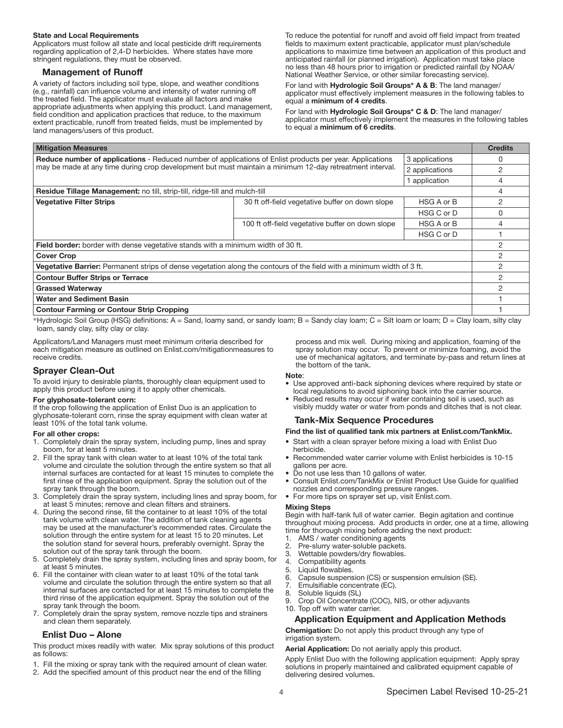**State and Local Requirements**

Applicators must follow all state and local pesticide drift requirements regarding application of 2,4-D herbicides. Where states have more stringent regulations, they must be observed.

### Management of Runoff

A variety of factors including soil type, slope, and weather conditions (e.g., rainfall) can influence volume and intensity of water running off the treated field. The applicator must evaluate all factors and make appropriate adjustments when applying this product. Land management, field condition and application practices that reduce, to the maximum extent practicable, runoff from treated fields, must be implemented by land managers/users of this product.

To reduce the potential for runoff and avoid off field impact from treated fields to maximum extent practicable, applicator must plan/schedule applications to maximize time between an application of this product and anticipated rainfall (or planned irrigation). Application must take place no less than 48 hours prior to irrigation or predicted rainfall (by NOAA/National Weather Service, or other similar forecasting service).

For land with **Hydrologic Soil Groups* A & B**: The land manager/applicator must effectively implement measures in the following tables to equal a **minimum of 4 credits**.

For land with **Hydrologic Soil Groups* C & D**: The land manager/applicator must effectively implement the measures in the following tables to equal a **minimum of 6 credits**.

| Mitigation Measures | | | Credits |
|---|---|---|---|
| **Reduce number of applications** - Reduced number of applications of Enlist products per year. Applications may be made at any time during crop development but must maintain a minimum 12-day retreatment interval. | | 3 applications | 0 |
| | | 2 applications | 2 |
| | | 1 application | 4 |
| **Residue Tillage Management:** no till, strip-till, ridge-till and mulch-till | | | 4 |
| **Vegetative Filter Strips** | 30 ft off-field vegetative buffer on down slope | HSG A or B | 2 |
| | | HSG C or D | 0 |
| | 100 ft off-field vegetative buffer on down slope | HSG A or B | 4 |
| | | HSG C or D | 1 |
| **Field border:** border with dense vegetative stands with a minimum width of 30 ft. | | | 2 |
| **Cover Crop** | | | 2 |
| **Vegetative Barrier:** Permanent strips of dense vegetation along the contours of the field with a minimum width of 3 ft. | | | 2 |
| **Contour Buffer Strips or Terrace** | | | 2 |
| **Grassed Waterway** | | | 2 |
| **Water and Sediment Basin** | | | 1 |
| **Contour Farming or Contour Strip Cropping** | | | 1 |

*Hydrologic Soil Group (HSG) definitions: A = Sand, loamy sand, or sandy loam; B = Sandy clay loam; C = Silt loam or loam; D = Clay loam, silty clay loam, sandy clay, silty clay or clay.

Applicators/Land Managers must meet minimum criteria described for each mitigation measure as outlined on Enlist.com/mitigationmeasures to receive credits.

## Sprayer Clean-Out

To avoid injury to desirable plants, thoroughly clean equipment used to apply this product before using it to apply other chemicals.

**For glyphosate-tolerant corn:**

If the crop following the application of Enlist Duo is an application to glyphosate-tolerant corn, rinse the spray equipment with clean water at least 10% of the total tank volume.

**For all other crops:**

1. Completely drain the spray system, including pump, lines and spray boom, for at least 5 minutes.
2. Fill the spray tank with clean water to at least 10% of the total tank volume and circulate the solution through the entire system so that all internal surfaces are contacted for at least 15 minutes to complete the first rinse of the application equipment. Spray the solution out of the spray tank through the boom.
3. Completely drain the spray system, including lines and spray boom, for at least 5 minutes; remove and clean filters and strainers.
4. During the second rinse, fill the container to at least 10% of the total tank volume with clean water. The addition of tank cleaning agents may be used at the manufacturer's recommended rates. Circulate the solution through the entire system for at least 15 to 20 minutes. Let the solution stand for several hours, preferably overnight. Spray the solution out of the spray tank through the boom.
5. Completely drain the spray system, including lines and spray boom, for at least 5 minutes.
6. Fill the container with clean water to at least 10% of the total tank volume and circulate the solution through the entire system so that all internal surfaces are contacted for at least 15 minutes to complete the third rinse of the application equipment. Spray the solution out of the spray tank through the boom.
7. Completely drain the spray system, remove nozzle tips and strainers and clean them separately.

### Enlist Duo – Alone

This product mixes readily with water. Mix spray solutions of this product as follows:

1. Fill the mixing or spray tank with the required amount of clean water.
2. Add the specified amount of this product near the end of the filling process and mix well. During mixing and application, foaming of the spray solution may occur. To prevent or minimize foaming, avoid the use of mechanical agitators, and terminate by-pass and return lines at the bottom of the tank.

**Note**:

- Use approved anti-back siphoning devices where required by state or local regulations to avoid siphoning back into the carrier source.
- Reduced results may occur if water containing soil is used, such as visibly muddy water or water from ponds and ditches that is not clear.

### Tank-Mix Sequence Procedures

**Find the list of qualified tank mix partners at Enlist.com/TankMix.**

- Start with a clean sprayer before mixing a load with Enlist Duo herbicide.
- Recommended water carrier volume with Enlist herbicides is 10-15 gallons per acre.
- Do not use less than 10 gallons of water.
- Consult Enlist.com/TankMix or Enlist Product Use Guide for qualified nozzles and corresponding pressure ranges.
- For more tips on sprayer set up, visit Enlist.com.

**Mixing Steps**

Begin with half-tank full of water carrier. Begin agitation and continue throughout mixing process. Add products in order, one at a time, allowing time for thorough mixing before adding the next product:

1. AMS / water conditioning agents
2. Pre-slurry water-soluble packets.
3. Wettable powders/dry flowables.
4. Compatibility agents
5. Liquid flowables.
6. Capsule suspension (CS) or suspension emulsion (SE).
7. Emulsifiable concentrate (EC).
8. Soluble liquids (SL)
9. Crop Oil Concentrate (COC), NIS, or other adjuvants
10. Top off with water carrier.

### Application Equipment and Application Methods

**Chemigation:** Do not apply this product through any type of irrigation system.

**Aerial Application:** Do not aerially apply this product.

Apply Enlist Duo with the following application equipment: Apply spray solutions in properly maintained and calibrated equipment capable of delivering desired volumes.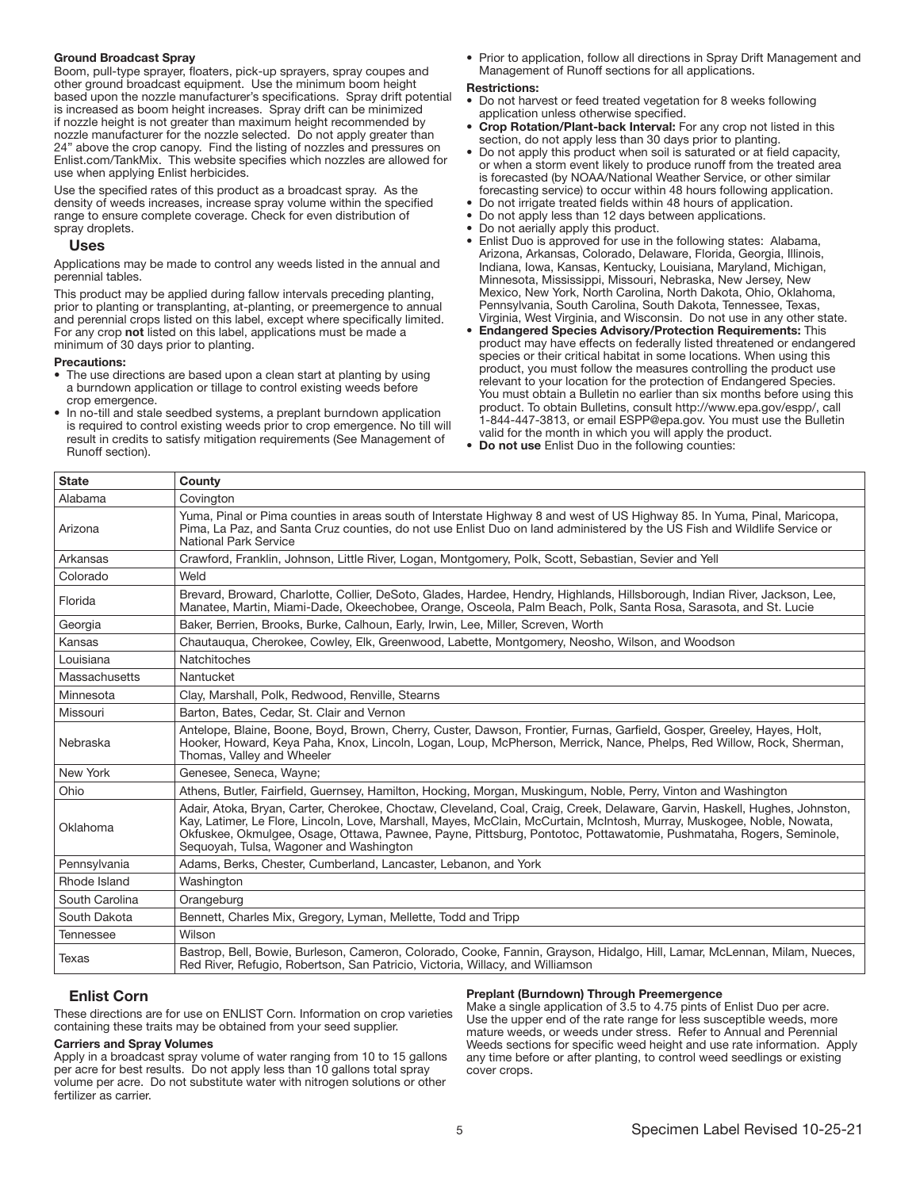**Ground Broadcast Spray**

Boom, pull-type sprayer, floaters, pick-up sprayers, spray coupes and other ground broadcast equipment. Use the minimum boom height based upon the nozzle manufacturer's specifications. Spray drift potential is increased as boom height increases. Spray drift can be minimized if nozzle height is not greater than maximum height recommended by nozzle manufacturer for the nozzle selected. Do not apply greater than 24" above the crop canopy. Find the listing of nozzles and pressures on Enlist.com/TankMix. This website specifies which nozzles are allowed for use when applying Enlist herbicides.

Use the specified rates of this product as a broadcast spray. As the density of weeds increases, increase spray volume within the specified range to ensure complete coverage. Check for even distribution of spray droplets.

### Uses

Applications may be made to control any weeds listed in the annual and perennial tables.

This product may be applied during fallow intervals preceding planting, prior to planting or transplanting, at-planting, or preemergence to annual and perennial crops listed on this label, except where specifically limited. For any crop **not** listed on this label, applications must be made a minimum of 30 days prior to planting.

**Precautions:**

- The use directions are based upon a clean start at planting by using a burndown application or tillage to control existing weeds before crop emergence.
- In no-till and stale seedbed systems, a preplant burndown application is required to control existing weeds prior to crop emergence. No till will result in credits to satisfy mitigation requirements (See Management of Runoff section).
- Prior to application, follow all directions in Spray Drift Management and Management of Runoff sections for all applications.

**Restrictions:**

- Do not harvest or feed treated vegetation for 8 weeks following application unless otherwise specified.
- **Crop Rotation/Plant-back Interval:** For any crop not listed in this section, do not apply less than 30 days prior to planting.
- Do not apply this product when soil is saturated or at field capacity, or when a storm event likely to produce runoff from the treated area is forecasted (by NOAA/National Weather Service, or other similar forecasting service) to occur within 48 hours following application.
- Do not irrigate treated fields within 48 hours of application.
- Do not apply less than 12 days between applications.
- Do not aerially apply this product.
- Enlist Duo is approved for use in the following states: Alabama, Arizona, Arkansas, Colorado, Delaware, Florida, Georgia, Illinois, Indiana, Iowa, Kansas, Kentucky, Louisiana, Maryland, Michigan, Minnesota, Mississippi, Missouri, Nebraska, New Jersey, New Mexico, New York, North Carolina, North Dakota, Ohio, Oklahoma, Pennsylvania, South Carolina, South Dakota, Tennessee, Texas, Virginia, West Virginia, and Wisconsin. Do not use in any other state.
- **Endangered Species Advisory/Protection Requirements:** This product may have effects on federally listed threatened or endangered species or their critical habitat in some locations. When using this product, you must follow the measures controlling the product use relevant to your location for the protection of Endangered Species. You must obtain a Bulletin no earlier than six months before using this product. To obtain Bulletins, consult http://www.epa.gov/espp/, call 1-844-447-3813, or email ESPP@epa.gov. You must use the Bulletin valid for the month in which you will apply the product.
- **Do not use** Enlist Duo in the following counties:

| State | County |
|---|---|
| Alabama | Covington |
| Arizona | Yuma, Pinal or Pima counties in areas south of Interstate Highway 8 and west of US Highway 85. In Yuma, Pinal, Maricopa, Pima, La Paz, and Santa Cruz counties, do not use Enlist Duo on land administered by the US Fish and Wildlife Service or National Park Service |
| Arkansas | Crawford, Franklin, Johnson, Little River, Logan, Montgomery, Polk, Scott, Sebastian, Sevier and Yell |
| Colorado | Weld |
| Florida | Brevard, Broward, Charlotte, Collier, DeSoto, Glades, Hardee, Hendry, Highlands, Hillsborough, Indian River, Jackson, Lee, Manatee, Martin, Miami-Dade, Okeechobee, Orange, Osceola, Palm Beach, Polk, Santa Rosa, Sarasota, and St. Lucie |
| Georgia | Baker, Berrien, Brooks, Burke, Calhoun, Early, Irwin, Lee, Miller, Screven, Worth |
| Kansas | Chautauqua, Cherokee, Cowley, Elk, Greenwood, Labette, Montgomery, Neosho, Wilson, and Woodson |
| Louisiana | Natchitoches |
| Massachusetts | Nantucket |
| Minnesota | Clay, Marshall, Polk, Redwood, Renville, Stearns |
| Missouri | Barton, Bates, Cedar, St. Clair and Vernon |
| Nebraska | Antelope, Blaine, Boone, Boyd, Brown, Cherry, Custer, Dawson, Frontier, Furnas, Garfield, Gosper, Greeley, Hayes, Holt, Hooker, Howard, Keya Paha, Knox, Lincoln, Logan, Loup, McPherson, Merrick, Nance, Phelps, Red Willow, Rock, Sherman, Thomas, Valley and Wheeler |
| New York | Genesee, Seneca, Wayne; |
| Ohio | Athens, Butler, Fairfield, Guernsey, Hamilton, Hocking, Morgan, Muskingum, Noble, Perry, Vinton and Washington |
| Oklahoma | Adair, Atoka, Bryan, Carter, Cherokee, Choctaw, Cleveland, Coal, Craig, Creek, Delaware, Garvin, Haskell, Hughes, Johnston, Kay, Latimer, Le Flore, Lincoln, Love, Marshall, Mayes, McClain, McCurtain, McIntosh, Murray, Muskogee, Noble, Nowata, Okfuskee, Okmulgee, Osage, Ottawa, Pawnee, Payne, Pittsburg, Pontotoc, Pottawatomie, Pushmataha, Rogers, Seminole, Sequoyah, Tulsa, Wagoner and Washington |
| Pennsylvania | Adams, Berks, Chester, Cumberland, Lancaster, Lebanon, and York |
| Rhode Island | Washington |
| South Carolina | Orangeburg |
| South Dakota | Bennett, Charles Mix, Gregory, Lyman, Mellette, Todd and Tripp |
| Tennessee | Wilson |
| Texas | Bastrop, Bell, Bowie, Burleson, Cameron, Colorado, Cooke, Fannin, Grayson, Hidalgo, Hill, Lamar, McLennan, Milam, Nueces, Red River, Refugio, Robertson, San Patricio, Victoria, Willacy, and Williamson |

## Enlist Corn

These directions are for use on ENLIST Corn. Information on crop varieties containing these traits may be obtained from your seed supplier.

**Carriers and Spray Volumes**

Apply in a broadcast spray volume of water ranging from 10 to 15 gallons per acre for best results. Do not apply less than 10 gallons total spray volume per acre. Do not substitute water with nitrogen solutions or other fertilizer as carrier.

**Preplant (Burndown) Through Preemergence**

Make a single application of 3.5 to 4.75 pints of Enlist Duo per acre. Use the upper end of the rate range for less susceptible weeds, more mature weeds, or weeds under stress. Refer to Annual and Perennial Weeds sections for specific weed height and use rate information. Apply any time before or after planting, to control weed seedlings or existing cover crops.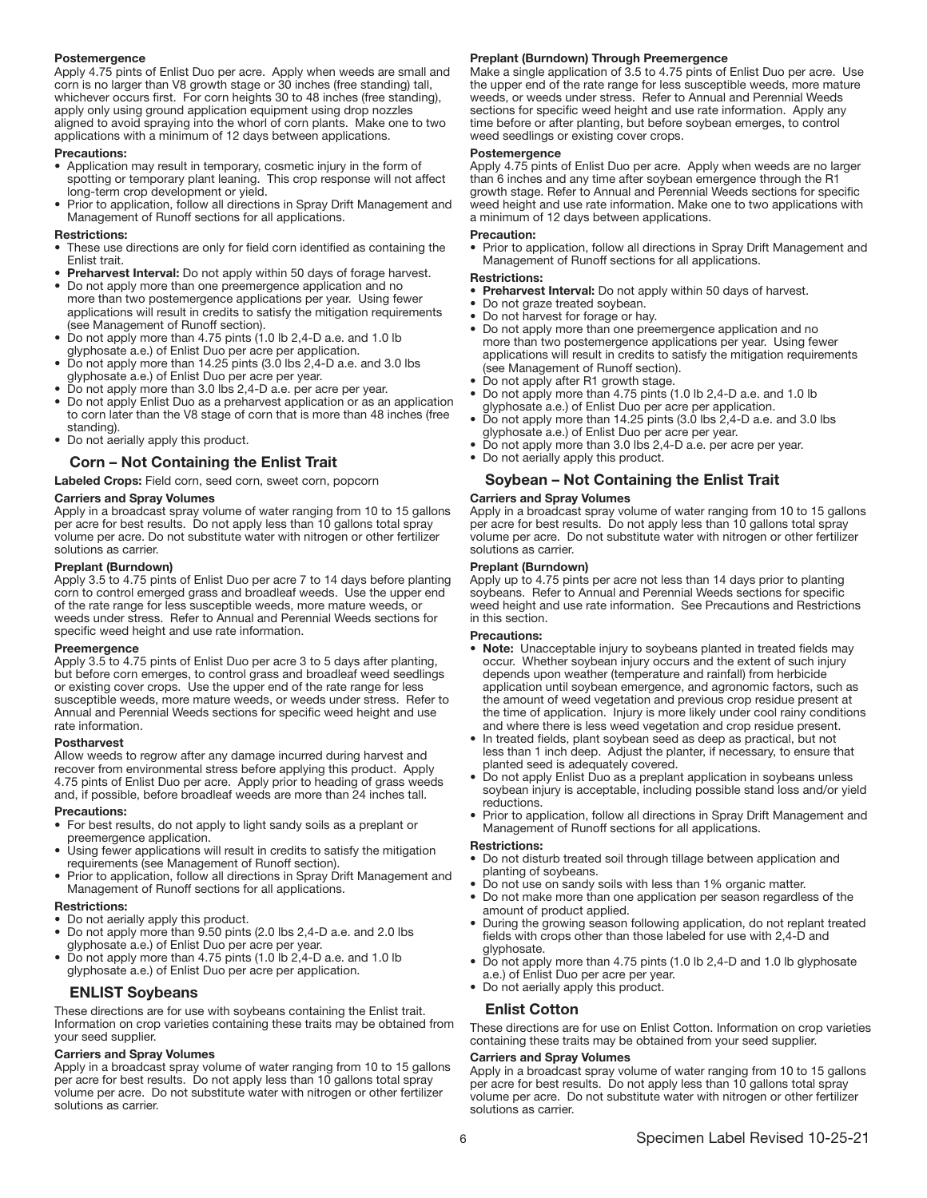**Postemergence**

Apply 4.75 pints of Enlist Duo per acre. Apply when weeds are small and corn is no larger than V8 growth stage or 30 inches (free standing) tall, whichever occurs first. For corn heights 30 to 48 inches (free standing), apply only using ground application equipment using drop nozzles aligned to avoid spraying into the whorl of corn plants. Make one to two applications with a minimum of 12 days between applications.

**Precautions:**

- Application may result in temporary, cosmetic injury in the form of spotting or temporary plant leaning. This crop response will not affect long-term crop development or yield.
- Prior to application, follow all directions in Spray Drift Management and Management of Runoff sections for all applications.

**Restrictions:**

- These use directions are only for field corn identified as containing the Enlist trait.
- **Preharvest Interval:** Do not apply within 50 days of forage harvest.
- Do not apply more than one preemergence application and no more than two postemergence applications per year. Using fewer applications will result in credits to satisfy the mitigation requirements (see Management of Runoff section).
- Do not apply more than 4.75 pints (1.0 lb 2,4-D a.e. and 1.0 lb glyphosate a.e.) of Enlist Duo per acre per application.
- Do not apply more than 14.25 pints (3.0 lbs 2,4-D a.e. and 3.0 lbs glyphosate a.e.) of Enlist Duo per acre per year.
- Do not apply more than 3.0 lbs 2,4-D a.e. per acre per year.
- Do not apply Enlist Duo as a preharvest application or as an application to corn later than the V8 stage of corn that is more than 48 inches (free standing).
- Do not aerially apply this product.

## Corn – Not Containing the Enlist Trait

**Labeled Crops:** Field corn, seed corn, sweet corn, popcorn

**Carriers and Spray Volumes**

Apply in a broadcast spray volume of water ranging from 10 to 15 gallons per acre for best results. Do not apply less than 10 gallons total spray volume per acre. Do not substitute water with nitrogen or other fertilizer solutions as carrier.

**Preplant (Burndown)**

Apply 3.5 to 4.75 pints of Enlist Duo per acre 7 to 14 days before planting corn to control emerged grass and broadleaf weeds. Use the upper end of the rate range for less susceptible weeds, more mature weeds, or weeds under stress. Refer to Annual and Perennial Weeds sections for specific weed height and use rate information.

**Preemergence**

Apply 3.5 to 4.75 pints of Enlist Duo per acre 3 to 5 days after planting, but before corn emerges, to control grass and broadleaf weed seedlings or existing cover crops. Use the upper end of the rate range for less susceptible weeds, more mature weeds, or weeds under stress. Refer to Annual and Perennial Weeds sections for specific weed height and use rate information.

**Postharvest**

Allow weeds to regrow after any damage incurred during harvest and recover from environmental stress before applying this product. Apply 4.75 pints of Enlist Duo per acre. Apply prior to heading of grass weeds and, if possible, before broadleaf weeds are more than 24 inches tall.

**Precautions:**

- For best results, do not apply to light sandy soils as a preplant or preemergence application.
- Using fewer applications will result in credits to satisfy the mitigation requirements (see Management of Runoff section).
- Prior to application, follow all directions in Spray Drift Management and Management of Runoff sections for all applications.

**Restrictions:**

- Do not aerially apply this product.
- Do not apply more than 9.50 pints (2.0 lbs 2,4-D a.e. and 2.0 lbs glyphosate a.e.) of Enlist Duo per acre per year.
- Do not apply more than 4.75 pints (1.0 lb 2,4-D a.e. and 1.0 lb glyphosate a.e.) of Enlist Duo per acre per application.

## ENLIST Soybeans

These directions are for use with soybeans containing the Enlist trait. Information on crop varieties containing these traits may be obtained from your seed supplier.

**Carriers and Spray Volumes**

Apply in a broadcast spray volume of water ranging from 10 to 15 gallons per acre for best results. Do not apply less than 10 gallons total spray volume per acre. Do not substitute water with nitrogen or other fertilizer solutions as carrier.

**Preplant (Burndown) Through Preemergence**

Make a single application of 3.5 to 4.75 pints of Enlist Duo per acre. Use the upper end of the rate range for less susceptible weeds, more mature weeds, or weeds under stress. Refer to Annual and Perennial Weeds sections for specific weed height and use rate information. Apply any time before or after planting, but before soybean emerges, to control weed seedlings or existing cover crops.

**Postemergence**

Apply 4.75 pints of Enlist Duo per acre. Apply when weeds are no larger than 6 inches and any time after soybean emergence through the R1 growth stage. Refer to Annual and Perennial Weeds sections for specific weed height and use rate information. Make one to two applications with a minimum of 12 days between applications.

**Precaution:**

- Prior to application, follow all directions in Spray Drift Management and Management of Runoff sections for all applications.

**Restrictions:**

- **Preharvest Interval:** Do not apply within 50 days of harvest.
- Do not graze treated soybean.
- Do not harvest for forage or hay.
- Do not apply more than one preemergence application and no more than two postemergence applications per year. Using fewer applications will result in credits to satisfy the mitigation requirements (see Management of Runoff section).
- Do not apply after R1 growth stage.
- Do not apply more than 4.75 pints (1.0 lb 2,4-D a.e. and 1.0 lb glyphosate a.e.) of Enlist Duo per acre per application.
- Do not apply more than 14.25 pints (3.0 lbs 2,4-D a.e. and 3.0 lbs glyphosate a.e.) of Enlist Duo per acre per year.
- Do not apply more than 3.0 lbs 2,4-D a.e. per acre per year.
- Do not aerially apply this product.

## Soybean – Not Containing the Enlist Trait

**Carriers and Spray Volumes**

Apply in a broadcast spray volume of water ranging from 10 to 15 gallons per acre for best results. Do not apply less than 10 gallons total spray volume per acre. Do not substitute water with nitrogen or other fertilizer solutions as carrier.

**Preplant (Burndown)**

Apply up to 4.75 pints per acre not less than 14 days prior to planting soybeans. Refer to Annual and Perennial Weeds sections for specific weed height and use rate information. See Precautions and Restrictions in this section.

**Precautions:**

- **Note:** Unacceptable injury to soybeans planted in treated fields may occur. Whether soybean injury occurs and the extent of such injury depends upon weather (temperature and rainfall) from herbicide application until soybean emergence, and agronomic factors, such as the amount of weed vegetation and previous crop residue present at the time of application. Injury is more likely under cool rainy conditions and where there is less weed vegetation and crop residue present.
- In treated fields, plant soybean seed as deep as practical, but not less than 1 inch deep. Adjust the planter, if necessary, to ensure that planted seed is adequately covered.
- Do not apply Enlist Duo as a preplant application in soybeans unless soybean injury is acceptable, including possible stand loss and/or yield reductions.
- Prior to application, follow all directions in Spray Drift Management and Management of Runoff sections for all applications.

**Restrictions:**

- Do not disturb treated soil through tillage between application and planting of soybeans.
- Do not use on sandy soils with less than 1% organic matter.
- Do not make more than one application per season regardless of the amount of product applied.
- During the growing season following application, do not replant treated fields with crops other than those labeled for use with 2,4-D and glyphosate.
- Do not apply more than 4.75 pints (1.0 lb 2,4-D and 1.0 lb glyphosate a.e.) of Enlist Duo per acre per year.
- Do not aerially apply this product.

## Enlist Cotton

These directions are for use on Enlist Cotton. Information on crop varieties containing these traits may be obtained from your seed supplier.

**Carriers and Spray Volumes**

Apply in a broadcast spray volume of water ranging from 10 to 15 gallons per acre for best results. Do not apply less than 10 gallons total spray volume per acre. Do not substitute water with nitrogen or other fertilizer solutions as carrier.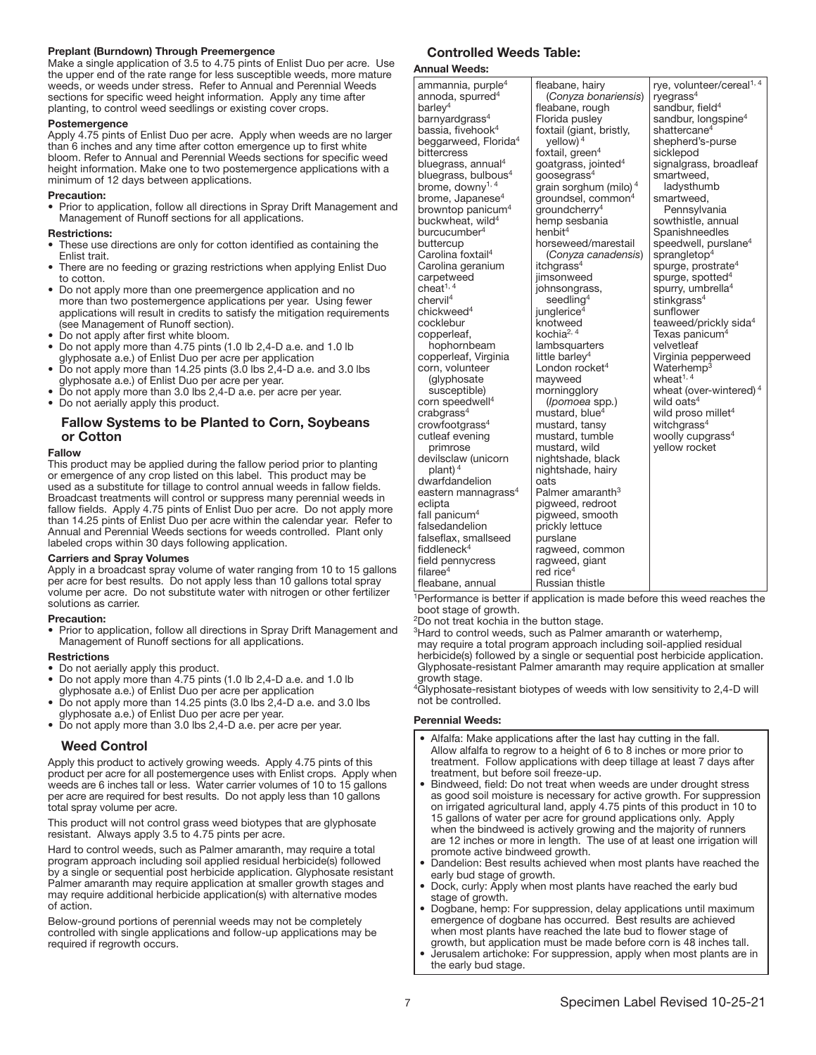**Preplant (Burndown) Through Preemergence**

Make a single application of 3.5 to 4.75 pints of Enlist Duo per acre. Use the upper end of the rate range for less susceptible weeds, more mature weeds, or weeds under stress. Refer to Annual and Perennial Weeds sections for specific weed height information. Apply any time after planting, to control weed seedlings or existing cover crops.

**Postemergence**

Apply 4.75 pints of Enlist Duo per acre. Apply when weeds are no larger than 6 inches and any time after cotton emergence up to first white bloom. Refer to Annual and Perennial Weeds sections for specific weed height information. Make one to two postemergence applications with a minimum of 12 days between applications.

**Precaution:**

- Prior to application, follow all directions in Spray Drift Management and Management of Runoff sections for all applications.

**Restrictions:**

- These use directions are only for cotton identified as containing the Enlist trait.
- There are no feeding or grazing restrictions when applying Enlist Duo to cotton.
- Do not apply more than one preemergence application and no more than two postemergence applications per year. Using fewer applications will result in credits to satisfy the mitigation requirements (see Management of Runoff section).
- Do not apply after first white bloom.
- Do not apply more than 4.75 pints (1.0 lb 2,4-D a.e. and 1.0 lb glyphosate a.e.) of Enlist Duo per acre per application
- Do not apply more than 14.25 pints (3.0 lbs 2,4-D a.e. and 3.0 lbs glyphosate a.e.) of Enlist Duo per acre per year.
- Do not apply more than 3.0 lbs 2,4-D a.e. per acre per year.
- Do not aerially apply this product.

## Fallow Systems to be Planted to Corn, Soybeans or Cotton

**Fallow**

This product may be applied during the fallow period prior to planting or emergence of any crop listed on this label. This product may be used as a substitute for tillage to control annual weeds in fallow fields. Broadcast treatments will control or suppress many perennial weeds in fallow fields. Apply 4.75 pints of Enlist Duo per acre. Do not apply more than 14.25 pints of Enlist Duo per acre within the calendar year. Refer to Annual and Perennial Weeds sections for weeds controlled. Plant only labeled crops within 30 days following application.

**Carriers and Spray Volumes**

Apply in a broadcast spray volume of water ranging from 10 to 15 gallons per acre for best results. Do not apply less than 10 gallons total spray volume per acre. Do not substitute water with nitrogen or other fertilizer solutions as carrier.

**Precaution:**

- Prior to application, follow all directions in Spray Drift Management and Management of Runoff sections for all applications.

**Restrictions**

- Do not aerially apply this product.
- Do not apply more than 4.75 pints (1.0 lb 2,4-D a.e. and 1.0 lb glyphosate a.e.) of Enlist Duo per acre per application
- Do not apply more than 14.25 pints (3.0 lbs 2,4-D a.e. and 3.0 lbs glyphosate a.e.) of Enlist Duo per acre per year.
- Do not apply more than 3.0 lbs 2,4-D a.e. per acre per year.

## Weed Control

Apply this product to actively growing weeds. Apply 4.75 pints of this product per acre for all postemergence uses with Enlist crops. Apply when weeds are 6 inches tall or less. Water carrier volumes of 10 to 15 gallons per acre are required for best results. Do not apply less than 10 gallons total spray volume per acre.

This product will not control grass weed biotypes that are glyphosate resistant. Always apply 3.5 to 4.75 pints per acre.

Hard to control weeds, such as Palmer amaranth, may require a total program approach including soil applied residual herbicide(s) followed by a single or sequential post herbicide application. Glyphosate resistant Palmer amaranth may require application at smaller growth stages and may require additional herbicide application(s) with alternative modes of action.

Below-ground portions of perennial weeds may not be completely controlled with single applications and follow-up applications may be required if regrowth occurs.

## Controlled Weeds Table:

**Annual Weeds:**

| | | |
|---|---|---|
| ammannia, purple[4] | fleabane, hairy (*Conyza bonariensis*) | rye, volunteer/cereal[1, 4] |
| annoda, spurred[4] | fleabane, rough | ryegrass[4] |
| barley[4] | Florida pusley | sandbur, field[4] |
| barnyardgrass[4] | foxtail (giant, bristly, yellow)[4] | sandbur, longspine[4] |
| bassia, fivehook[4] | foxtail, green[4] | shattercane[4] |
| beggarweed, Florida[4] | goatgrass, jointed[4] | shepherd's-purse |
| bittercress | goosegrass[4] | sicklepod |
| bluegrass, annual[4] | grain sorghum (milo)[4] | signalgrass, broadleaf |
| bluegrass, bulbous[4] | groundsel, common[4] | smartweed, ladysthumb |
| brome, downy[1, 4] | groundcherry[4] | smartweed, Pennsylvania |
| brome, Japanese[4] | hemp sesbania | sowthistle, annual |
| browntop panicum[4] | henbit[4] | Spanishneedles |
| buckwheat, wild[4] | horseweed/marestail (*Conyza canadensis*) | speedwell, purslane[4] |
| burcucumber[4] | itchgrass[4] | sprangletop[4] |
| buttercup | jimsonweed | spurge, prostrate[4] |
| Carolina foxtail[4] | johnsongrass, seedling[4] | spurge, spotted[4] |
| Carolina geranium | junglerice[4] | spurry, umbrella[4] |
| carpetweed | knotweed | stinkgrass[4] |
| cheat[1, 4] | kochia[2, 4] | sunflower |
| chervil[4] | lambsquarters | teaweed/prickly sida[4] |
| chickweed[4] | little barley[4] | Texas panicum[4] |
| cocklebur | London rocket[4] | velvetleaf |
| copperleaf, hophornbeam | mayweed | Virginia pepperweed |
| copperleaf, Virginia | morningglory (*Ipomoea* spp.) | Waterhemp[3] |
| corn, volunteer (glyphosate susceptible) | mustard, blue[4] | wheat[1, 4] |
| corn speedwell[4] | mustard, tansy | wheat (over-wintered)[4] |
| crabgrass[4] | mustard, tumble | wild oats[4] |
| crowfootgrass[4] | mustard, wild | wild proso millet[4] |
| cutleaf evening primrose | nightshade, black | witchgrass[4] |
| devilsclaw (unicorn plant)[4] | nightshade, hairy | woolly cupgrass[4] |
| dwarfdandelion | oats | yellow rocket |
| eastern mannagrass[4] | Palmer amaranth[3] | |
| eclipta | pigweed, redroot | |
| fall panicum[4] | pigweed, smooth | |
| falsedandelion | prickly lettuce | |
| falseflax, smallseed | purslane | |
| fiddleneck[4] | ragweed, common | |
| field pennycress | ragweed, giant | |
| filaree[4] | red rice[4] | |
| fleabane, annual | Russian thistle | |

[1]Performance is better if application is made before this weed reaches the boot stage of growth.

[2]Do not treat kochia in the button stage.

[3]Hard to control weeds, such as Palmer amaranth or waterhemp, may require a total program approach including soil-applied residual herbicide(s) followed by a single or sequential post herbicide application. Glyphosate-resistant Palmer amaranth may require application at smaller growth stage.

[4]Glyphosate-resistant biotypes of weeds with low sensitivity to 2,4-D will not be controlled.

**Perennial Weeds:**

- Alfalfa: Make applications after the last hay cutting in the fall. Allow alfalfa to regrow to a height of 6 to 8 inches or more prior to treatment. Follow applications with deep tillage at least 7 days after treatment, but before soil freeze-up.
- Bindweed, field: Do not treat when weeds are under drought stress as good soil moisture is necessary for active growth. For suppression on irrigated agricultural land, apply 4.75 pints of this product in 10 to 15 gallons of water per acre for ground applications only. Apply when the bindweed is actively growing and the majority of runners are 12 inches or more in length. The use of at least one irrigation will promote active bindweed growth.
- Dandelion: Best results achieved when most plants have reached the early bud stage of growth.
- Dock, curly: Apply when most plants have reached the early bud stage of growth.
- Dogbane, hemp: For suppression, delay applications until maximum emergence of dogbane has occurred. Best results are achieved when most plants have reached the late bud to flower stage of growth, but application must be made before corn is 48 inches tall.
- Jerusalem artichoke: For suppression, apply when most plants are in the early bud stage.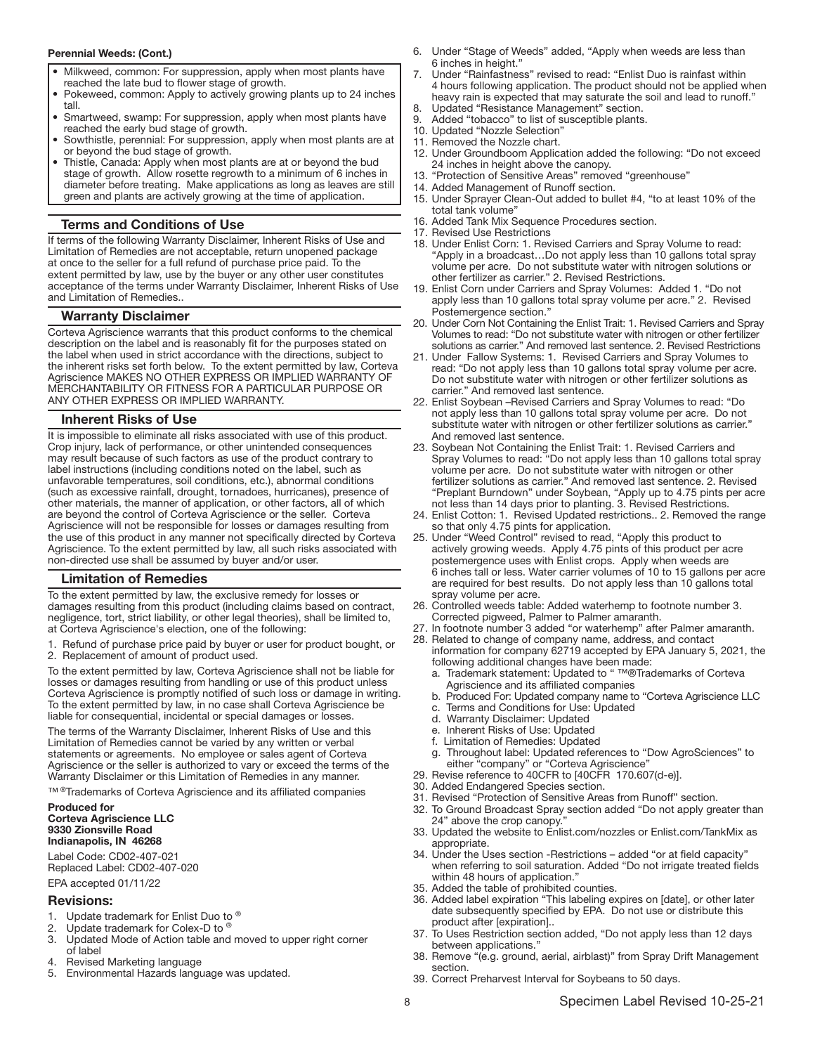**Perennial Weeds: (Cont.)**

- Milkweed, common: For suppression, apply when most plants have reached the late bud to flower stage of growth.
- Pokeweed, common: Apply to actively growing plants up to 24 inches tall.
- Smartweed, swamp: For suppression, apply when most plants have reached the early bud stage of growth.
- Sowthistle, perennial: For suppression, apply when most plants are at or beyond the bud stage of growth.
- Thistle, Canada: Apply when most plants are at or beyond the bud stage of growth. Allow rosette regrowth to a minimum of 6 inches in diameter before treating. Make applications as long as leaves are still green and plants are actively growing at the time of application.

## Terms and Conditions of Use

If terms of the following Warranty Disclaimer, Inherent Risks of Use and Limitation of Remedies are not acceptable, return unopened package at once to the seller for a full refund of purchase price paid. To the extent permitted by law, use by the buyer or any other user constitutes acceptance of the terms under Warranty Disclaimer, Inherent Risks of Use and Limitation of Remedies..

## Warranty Disclaimer

Corteva Agriscience warrants that this product conforms to the chemical description on the label and is reasonably fit for the purposes stated on the label when used in strict accordance with the directions, subject to the inherent risks set forth below. To the extent permitted by law, Corteva Agriscience MAKES NO OTHER EXPRESS OR IMPLIED WARRANTY OF MERCHANTABILITY OR FITNESS FOR A PARTICULAR PURPOSE OR ANY OTHER EXPRESS OR IMPLIED WARRANTY.

## Inherent Risks of Use

It is impossible to eliminate all risks associated with use of this product. Crop injury, lack of performance, or other unintended consequences may result because of such factors as use of the product contrary to label instructions (including conditions noted on the label, such as unfavorable temperatures, soil conditions, etc.), abnormal conditions (such as excessive rainfall, drought, tornadoes, hurricanes), presence of other materials, the manner of application, or other factors, all of which are beyond the control of Corteva Agriscience or the seller. Corteva Agriscience will not be responsible for losses or damages resulting from the use of this product in any manner not specifically directed by Corteva Agriscience. To the extent permitted by law, all such risks associated with non-directed use shall be assumed by buyer and/or user.

## Limitation of Remedies

To the extent permitted by law, the exclusive remedy for losses or damages resulting from this product (including claims based on contract, negligence, tort, strict liability, or other legal theories), shall be limited to, at Corteva Agriscience's election, one of the following:

1. Refund of purchase price paid by buyer or user for product bought, or
2. Replacement of amount of product used.

To the extent permitted by law, Corteva Agriscience shall not be liable for losses or damages resulting from handling or use of this product unless Corteva Agriscience is promptly notified of such loss or damage in writing. To the extent permitted by law, in no case shall Corteva Agriscience be liable for consequential, incidental or special damages or losses.

The terms of the Warranty Disclaimer, Inherent Risks of Use and this Limitation of Remedies cannot be varied by any written or verbal statements or agreements. No employee or sales agent of Corteva Agriscience or the seller is authorized to vary or exceed the terms of the Warranty Disclaimer or this Limitation of Remedies in any manner.

™ ®Trademarks of Corteva Agriscience and its affiliated companies

**Produced for**
**Corteva Agriscience LLC**
**9330 Zionsville Road**
**Indianapolis, IN 46268**

Label Code: CD02-407-021
Replaced Label: CD02-407-020

EPA accepted 01/11/22

## Revisions:

1. Update trademark for Enlist Duo to ®
2. Update trademark for Colex-D to ®
3. Updated Mode of Action table and moved to upper right corner of label
4. Revised Marketing language
5. Environmental Hazards language was updated.
6. Under "Stage of Weeds" added, "Apply when weeds are less than 6 inches in height."
7. Under "Rainfastness" revised to read: "Enlist Duo is rainfast within 4 hours following application. The product should not be applied when heavy rain is expected that may saturate the soil and lead to runoff."
8. Updated "Resistance Management" section.
9. Added "tobacco" to list of susceptible plants.
10. Updated "Nozzle Selection"
11. Removed the Nozzle chart.
12. Under Groundboom Application added the following: "Do not exceed 24 inches in height above the canopy.
13. "Protection of Sensitive Areas" removed "greenhouse"
14. Added Management of Runoff section.
15. Under Sprayer Clean-Out added to bullet #4, "to at least 10% of the total tank volume"
16. Added Tank Mix Sequence Procedures section.
17. Revised Use Restrictions
18. Under Enlist Corn: 1. Revised Carriers and Spray Volume to read: "Apply in a broadcast…Do not apply less than 10 gallons total spray volume per acre. Do not substitute water with nitrogen solutions or other fertilizer as carrier." 2. Revised Restrictions.
19. Enlist Corn under Carriers and Spray Volumes: Added 1. "Do not apply less than 10 gallons total spray volume per acre." 2. Revised Postemergence section."
20. Under Corn Not Containing the Enlist Trait: 1. Revised Carriers and Spray Volumes to read: "Do not substitute water with nitrogen or other fertilizer solutions as carrier." And removed last sentence. 2. Revised Restrictions
21. Under Fallow Systems: 1. Revised Carriers and Spray Volumes to read: "Do not apply less than 10 gallons total spray volume per acre. Do not substitute water with nitrogen or other fertilizer solutions as carrier." And removed last sentence.
22. Enlist Soybean –Revised Carriers and Spray Volumes to read: "Do not apply less than 10 gallons total spray volume per acre. Do not substitute water with nitrogen or other fertilizer solutions as carrier." And removed last sentence.
23. Soybean Not Containing the Enlist Trait: 1. Revised Carriers and Spray Volumes to read: "Do not apply less than 10 gallons total spray volume per acre. Do not substitute water with nitrogen or other fertilizer solutions as carrier." And removed last sentence. 2. Revised "Preplant Burndown" under Soybean, "Apply up to 4.75 pints per acre not less than 14 days prior to planting. 3. Revised Restrictions.
24. Enlist Cotton: 1. Revised Updated restrictions.. 2. Removed the range so that only 4.75 pints for application.
25. Under "Weed Control" revised to read, "Apply this product to actively growing weeds. Apply 4.75 pints of this product per acre postemergence uses with Enlist crops. Apply when weeds are 6 inches tall or less. Water carrier volumes of 10 to 15 gallons per acre are required for best results. Do not apply less than 10 gallons total spray volume per acre.
26. Controlled weeds table: Added waterhemp to footnote number 3. Corrected pigweed, Palmer to Palmer amaranth.
27. In footnote number 3 added "or waterhemp" after Palmer amaranth.
28. Related to change of company name, address, and contact information for company 62719 accepted by EPA January 5, 2021, the following additional changes have been made:
    a. Trademark statement: Updated to " ™®Trademarks of Corteva Agriscience and its affiliated companies
    b. Produced For: Updated company name to "Corteva Agriscience LLC
    c. Terms and Conditions for Use: Updated
    d. Warranty Disclaimer: Updated
    e. Inherent Risks of Use: Updated
    f. Limitation of Remedies: Updated
    g. Throughout label: Updated references to "Dow AgroSciences" to either "company" or "Corteva Agriscience"
29. Revise reference to 40CFR to [40CFR 170.607(d-e)].
30. Added Endangered Species section.
31. Revised "Protection of Sensitive Areas from Runoff" section.
32. To Ground Broadcast Spray section added "Do not apply greater than 24" above the crop canopy."
33. Updated the website to Enlist.com/nozzles or Enlist.com/TankMix as appropriate.
34. Under the Uses section -Restrictions – added "or at field capacity" when referring to soil saturation. Added "Do not irrigate treated fields within 48 hours of application."
35. Added the table of prohibited counties.
36. Added label expiration "This labeling expires on [date], or other later date subsequently specified by EPA. Do not use or distribute this product after [expiration]..
37. To Uses Restriction section added, "Do not apply less than 12 days between applications."
38. Remove "(e.g. ground, aerial, airblast)" from Spray Drift Management section.
39. Correct Preharvest Interval for Soybeans to 50 days.

Specimen Label Revised 10-25-21